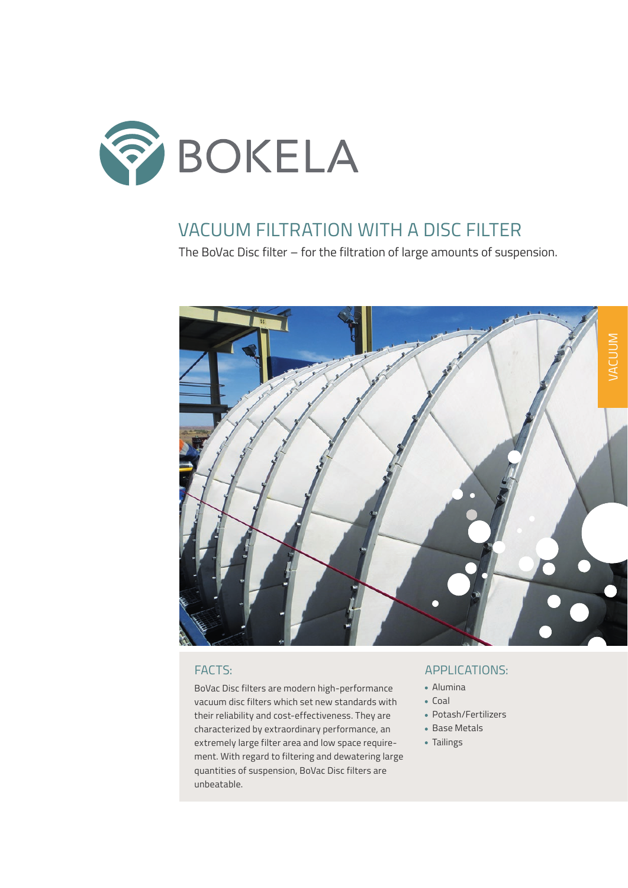BOKELA

# VACUUM FILTRATION WITH A DISC FILTER

The BoVac Disc filter – for the filtration of large amounts of suspension.

VACUUM

## FACTS:

BoVac Disc filters are modern high-performance vacuum disc filters which set new standards with their reliability and cost-effectiveness. They are characterized by extraordinary performance, an extremely large filter area and low space requirement. With regard to filtering and dewatering large quantities of suspension, BoVac Disc filters are unbeatable.

## APPLICATIONS:

- Alumina
- Coal
- Potash/Fertilizers
- Base Metals
- Tailings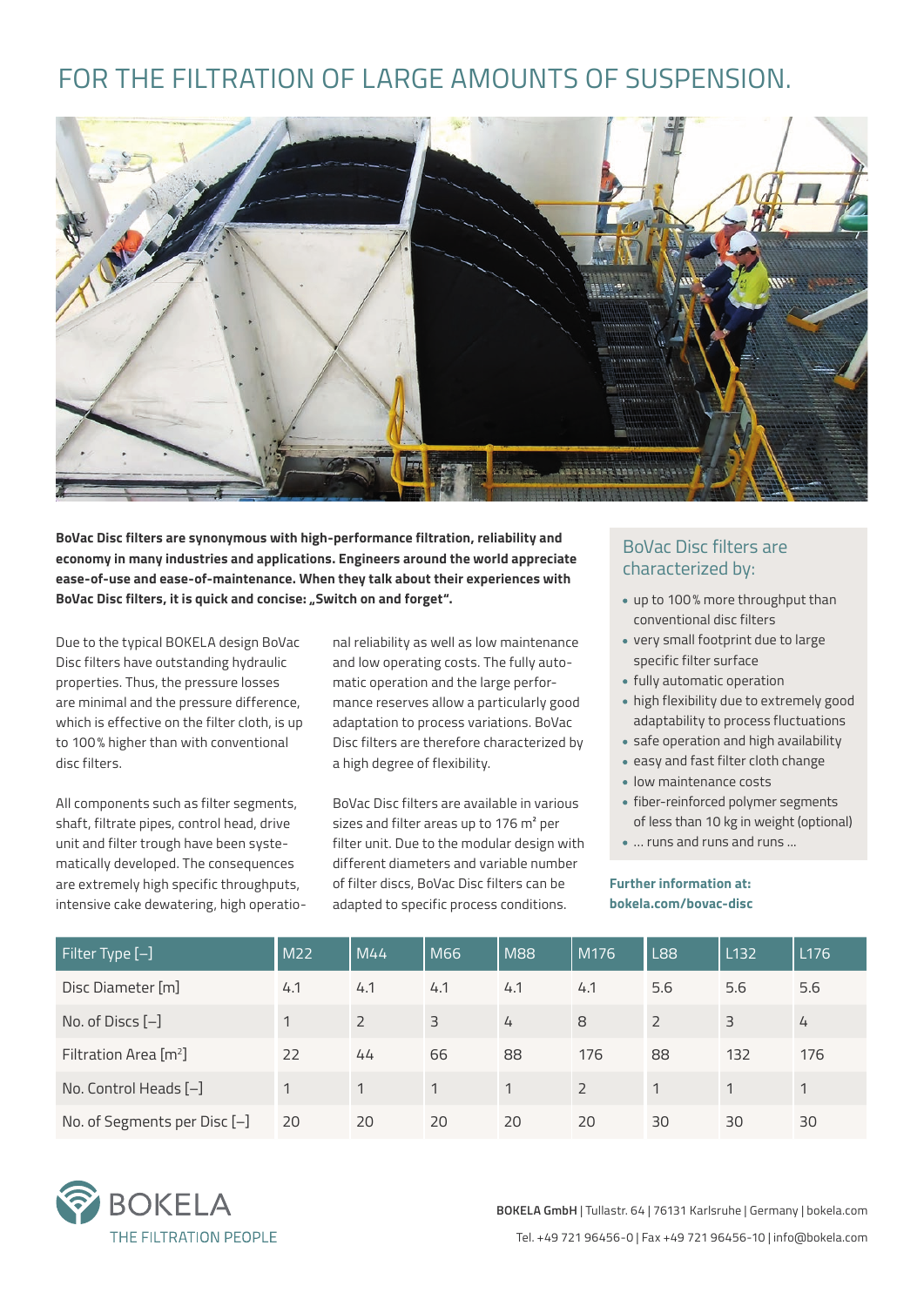# FOR THE FILTRATION OF LARGE AMOUNTS OF SUSPENSION.

**BoVac Disc filters are synonymous with high-performance filtration, reliability and economy in many industries and applications. Engineers around the world appreciate ease-of-use and ease-of-maintenance. When they talk about their experiences with BoVac Disc filters, it is quick and concise: „Switch on and forget".**

Due to the typical BOKELA design BoVac Disc filters have outstanding hydraulic properties. Thus, the pressure losses are minimal and the pressure difference, which is effective on the filter cloth, is up to 100 % higher than with conventional disc filters.

All components such as filter segments, shaft, filtrate pipes, control head, drive unit and filter trough have been systematically developed. The consequences are extremely high specific throughputs, intensive cake dewatering, high operational reliability as well as low maintenance and low operating costs. The fully automatic operation and the large performance reserves allow a particularly good adaptation to process variations. BoVac Disc filters are therefore characterized by a high degree of flexibility.

BoVac Disc filters are available in various sizes and filter areas up to 176 m² per filter unit. Due to the modular design with different diameters and variable number of filter discs, BoVac Disc filters can be adapted to specific process conditions.

## BoVac Disc filters are characterized by:

- up to 100 % more throughput than conventional disc filters
- very small footprint due to large specific filter surface
- fully automatic operation
- high flexibility due to extremely good adaptability to process fluctuations
- safe operation and high availability
- easy and fast filter cloth change
- low maintenance costs
- fiber-reinforced polymer segments of less than 10 kg in weight (optional)
- ... runs and runs and runs ...

**Further information at: bokela.com/bovac-disc**

| Filter Type [–] | M22 | M44 | M66 | M88 | M176 | L88 | L132 | L176 |
|---|---|---|---|---|---|---|---|---|
| Disc Diameter [m] | 4.1 | 4.1 | 4.1 | 4.1 | 4.1 | 5.6 | 5.6 | 5.6 |
| No. of Discs [–] | 1 | 2 | 3 | 4 | 8 | 2 | 3 | 4 |
| Filtration Area [m²] | 22 | 44 | 66 | 88 | 176 | 88 | 132 | 176 |
| No. Control Heads [–] | 1 | 1 | 1 | 1 | 2 | 1 | 1 | 1 |
| No. of Segments per Disc [–] | 20 | 20 | 20 | 20 | 20 | 30 | 30 | 30 |

BOKELA
THE FILTRATION PEOPLE

**BOKELA GmbH** | Tullastr. 64 | 76131 Karlsruhe | Germany | bokela.com

Tel. +49 721 96456-0 | Fax +49 721 96456-10 | info@bokela.com